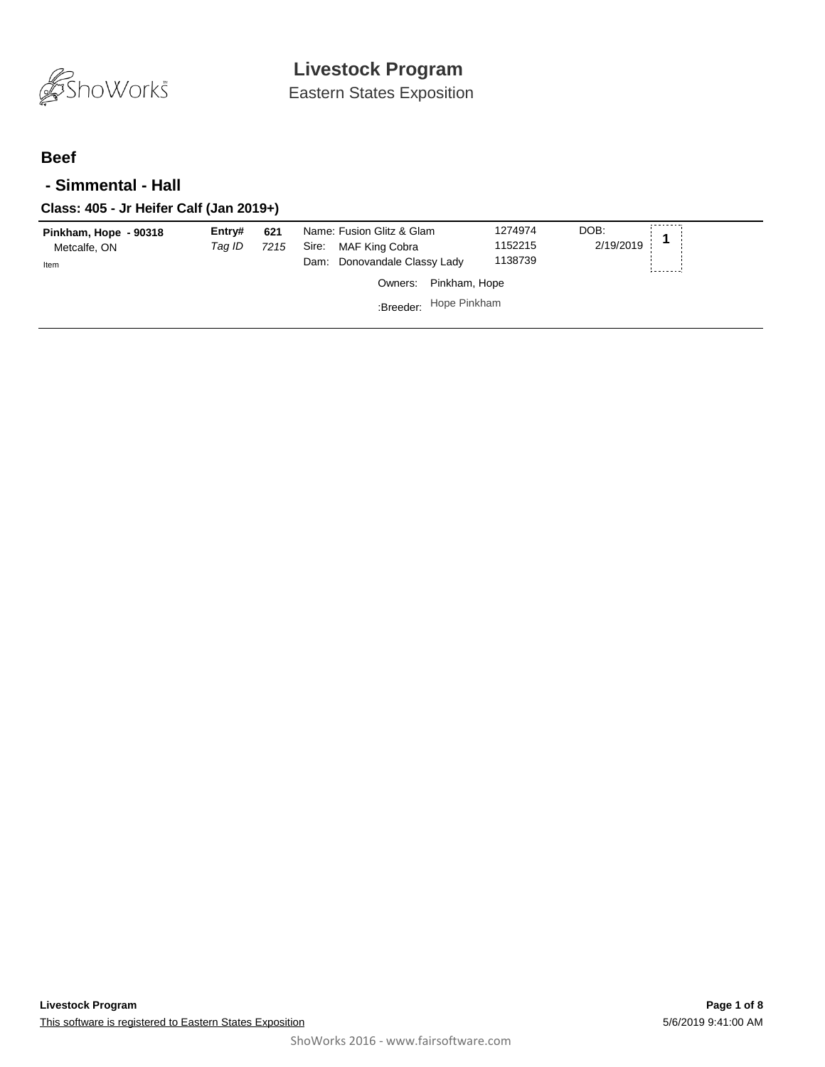# Livestock Program

Eastern States Exposition

## Beef

### - Simmental - Hall

#### Class: 405 - Jr Heifer Calf (Jan 2019+)

| Exhibitor | Entry# / Tag ID | | Animal | Reg# | DOB | Place |
|---|---|---|---|---|---|---|
| **Pinkham, Hope - 90318**<br>Metcalfe, ON<br>Item | **Entry#**<br>*Tag ID* | **621**<br>*7215* | Name: Fusion Glitz & Glam<br>Sire: MAF King Cobra<br>Dam: Donovandale Classy Lady | 1274974<br>1152215<br>1138739 | DOB:<br>2/19/2019 | **1** |

Owners: Pinkham, Hope

:Breeder: Hope Pinkham

**Livestock Program**

This software is registered to Eastern States Exposition

5/6/2019 9:41:00 AM

ShoWorks 2016 - www.fairsoftware.com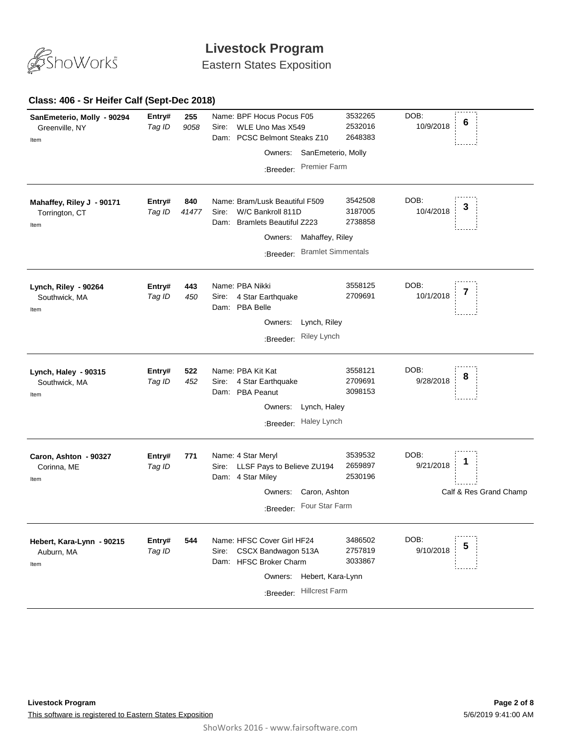# Livestock Program

Eastern States Exposition

## Class: 406 - Sr Heifer Calf (Sept-Dec 2018)

**SanEmeterio, Molly - 90294**
Greenville, NY
Item

**Entry#** 255
*Tag ID* 9058

Name: BPF Hocus Pocus F05 — 3532265
Sire: WLE Uno Mas X549 — 2532016
Dam: PCSC Belmont Steaks Z10 — 2648383
Owners: SanEmeterio, Molly
:Breeder: Premier Farm

DOB: 10/9/2018
Placing: **6**

---

**Mahaffey, Riley J - 90171**
Torrington, CT
Item

**Entry#** 840
*Tag ID* 41477

Name: Bram/Lusk Beautiful F509 — 3542508
Sire: W/C Bankroll 811D — 3187005
Dam: Bramlets Beautiful Z223 — 2738858
Owners: Mahaffey, Riley
:Breeder: Bramlet Simmentals

DOB: 10/4/2018
Placing: **3**

---

**Lynch, Riley - 90264**
Southwick, MA
Item

**Entry#** 443
*Tag ID* 450

Name: PBA Nikki — 3558125
Sire: 4 Star Earthquake — 2709691
Dam: PBA Belle
Owners: Lynch, Riley
:Breeder: Riley Lynch

DOB: 10/1/2018
Placing: **7**

---

**Lynch, Haley - 90315**
Southwick, MA
Item

**Entry#** 522
*Tag ID* 452

Name: PBA Kit Kat — 3558121
Sire: 4 Star Earthquake — 2709691
Dam: PBA Peanut — 3098153
Owners: Lynch, Haley
:Breeder: Haley Lynch

DOB: 9/28/2018
Placing: **8**

---

**Caron, Ashton - 90327**
Corinna, ME
Item

**Entry#** 771
*Tag ID*

Name: 4 Star Meryl — 3539532
Sire: LLSF Pays to Believe ZU194 — 2659897
Dam: 4 Star Miley — 2530196
Owners: Caron, Ashton
:Breeder: Four Star Farm

DOB: 9/21/2018
Placing: **1**
Calf & Res Grand Champ

---

**Hebert, Kara-Lynn - 90215**
Auburn, MA
Item

**Entry#** 544
*Tag ID*

Name: HFSC Cover Girl HF24 — 3486502
Sire: CSCX Bandwagon 513A — 2757819
Dam: HFSC Broker Charm — 3033867
Owners: Hebert, Kara-Lynn
:Breeder: Hillcrest Farm

DOB: 9/10/2018
Placing: **5**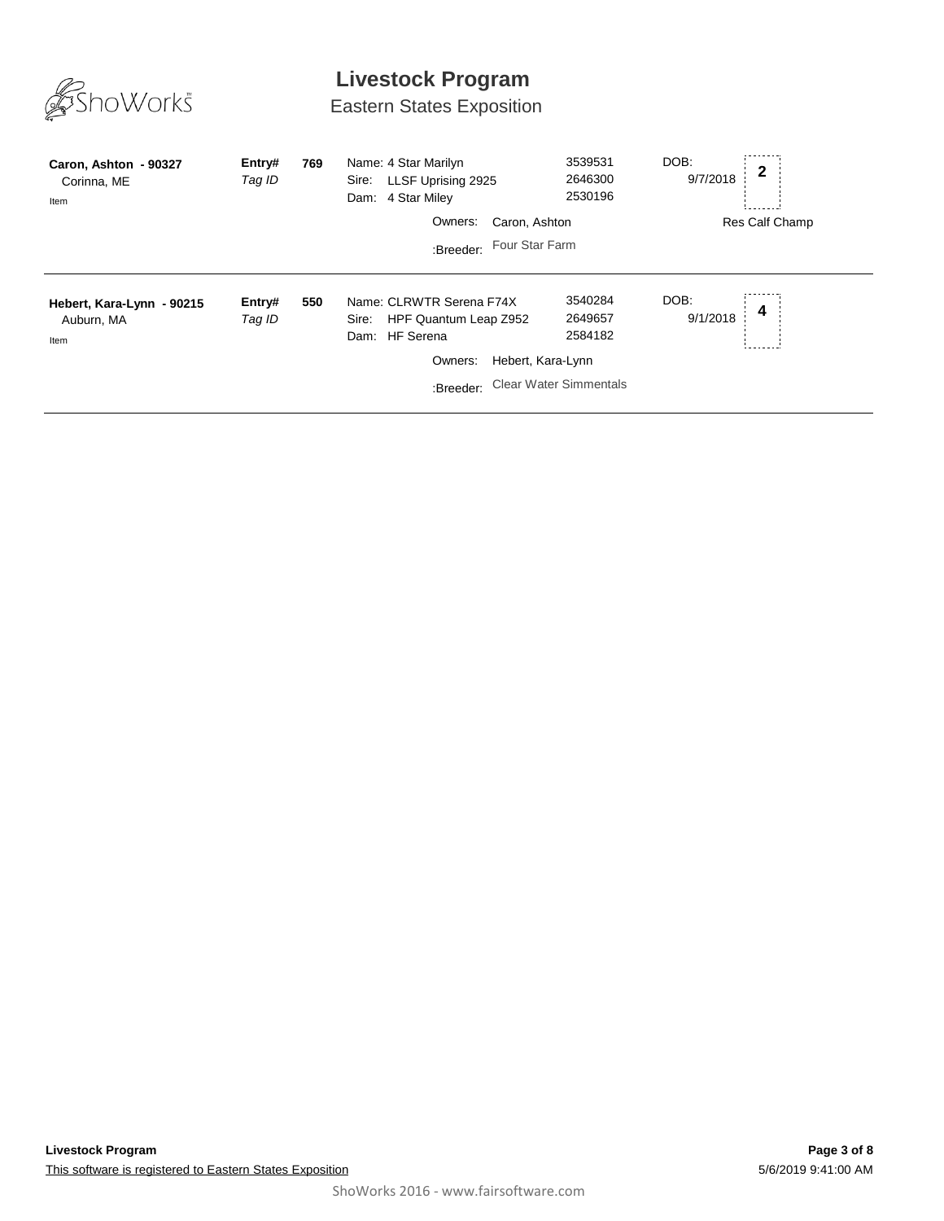# Livestock Program

## Eastern States Exposition

**Caron, Ashton - 90327**
Corinna, ME
Item

**Entry#** **769**
*Tag ID*

Name: 4 Star Marilyn — 3539531
Sire: LLSF Uprising 2925 — 2646300
Dam: 4 Star Miley — 2530196

DOB: 9/7/2018

**2**

Owners: Caron, Ashton

:Breeder: Four Star Farm

Res Calf Champ

---

**Hebert, Kara-Lynn - 90215**
Auburn, MA
Item

**Entry#** **550**
*Tag ID*

Name: CLRWTR Serena F74X — 3540284
Sire: HPF Quantum Leap Z952 — 2649657
Dam: HF Serena — 2584182

DOB: 9/1/2018

**4**

Owners: Hebert, Kara-Lynn

:Breeder: Clear Water Simmentals

---

This software is registered to Eastern States Exposition

5/6/2019 9:41:00 AM

ShoWorks 2016 - www.fairsoftware.com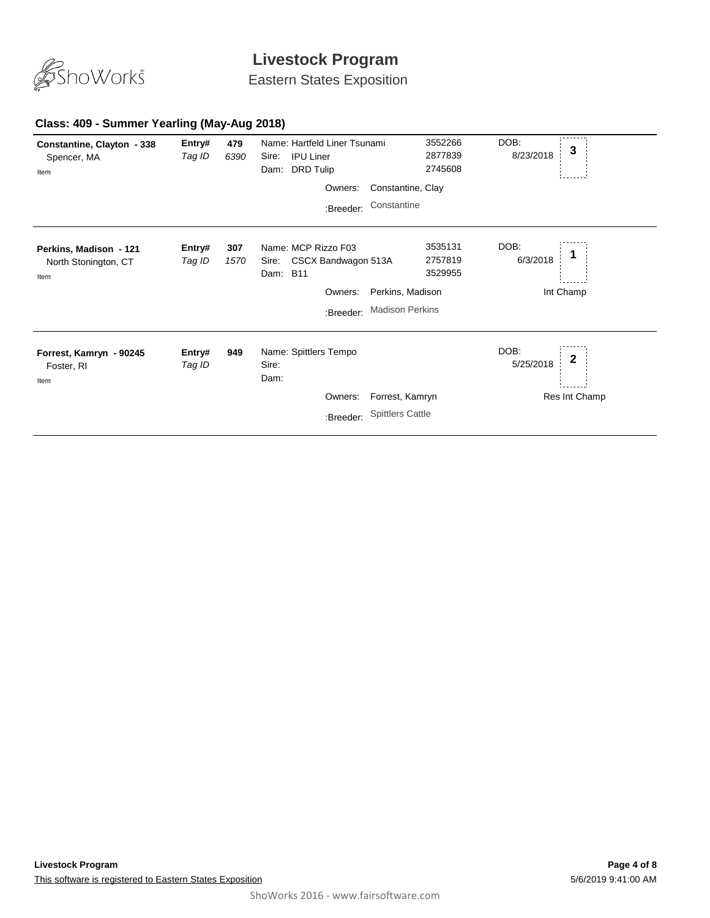# Livestock Program

Eastern States Exposition

## Class: 409 - Summer Yearling (May-Aug 2018)

| Exhibitor | Entry# / Tag ID | | Animal | Reg. # | DOB | Place |
|---|---|---|---|---|---|---|
| **Constantine, Clayton - 338**<br>Spencer, MA<br>Item | **Entry#**<br>*Tag ID* | **479**<br>*6390* | Name: Hartfeld Liner Tsunami<br>Sire: IPU Liner<br>Dam: DRD Tulip<br>Owners: Constantine, Clay<br>:Breeder: Constantine | 3552266<br>2877839<br>2745608 | DOB:<br>8/23/2018 | **3** |
| **Perkins, Madison - 121**<br>North Stonington, CT<br>Item | **Entry#**<br>*Tag ID* | **307**<br>*1570* | Name: MCP Rizzo F03<br>Sire: CSCX Bandwagon 513A<br>Dam: B11<br>Owners: Perkins, Madison<br>:Breeder: Madison Perkins | 3535131<br>2757819<br>3529955 | DOB:<br>6/3/2018 | **1**<br>Int Champ |
| **Forrest, Kamryn - 90245**<br>Foster, RI<br>Item | **Entry#**<br>*Tag ID* | **949** | Name: Spittlers Tempo<br>Sire:<br>Dam:<br>Owners: Forrest, Kamryn<br>:Breeder: Spittlers Cattle | | DOB:<br>5/25/2018 | **2**<br>Res Int Champ |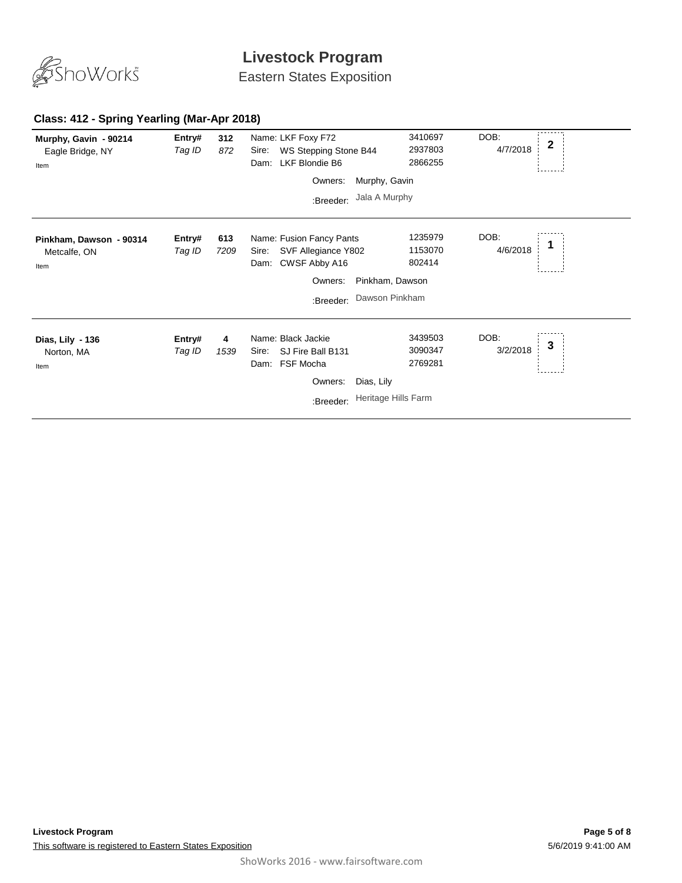# Livestock Program

Eastern States Exposition

## Class: 412 - Spring Yearling (Mar-Apr 2018)

**Murphy, Gavin - 90214**
Eagle Bridge, NY
Item

**Entry#** 312
*Tag ID* 872

Name: LKF Foxy F72 — 3410697
Sire: WS Stepping Stone B44 — 2937803
Dam: LKF Blondie B6 — 2866255

Owners: Murphy, Gavin
:Breeder: Jala A Murphy

DOB: 4/7/2018

**Placing: 2**

---

**Pinkham, Dawson - 90314**
Metcalfe, ON
Item

**Entry#** 613
*Tag ID* 7209

Name: Fusion Fancy Pants — 1235979
Sire: SVF Allegiance Y802 — 1153070
Dam: CWSF Abby A16 — 802414

Owners: Pinkham, Dawson
:Breeder: Dawson Pinkham

DOB: 4/6/2018

**Placing: 1**

---

**Dias, Lily - 136**
Norton, MA
Item

**Entry#** 4
*Tag ID* 1539

Name: Black Jackie — 3439503
Sire: SJ Fire Ball B131 — 3090347
Dam: FSF Mocha — 2769281

Owners: Dias, Lily
:Breeder: Heritage Hills Farm

DOB: 3/2/2018

**Placing: 3**

---

**Livestock Program**

This software is registered to Eastern States Exposition

5/6/2019 9:41:00 AM

ShoWorks 2016 - www.fairsoftware.com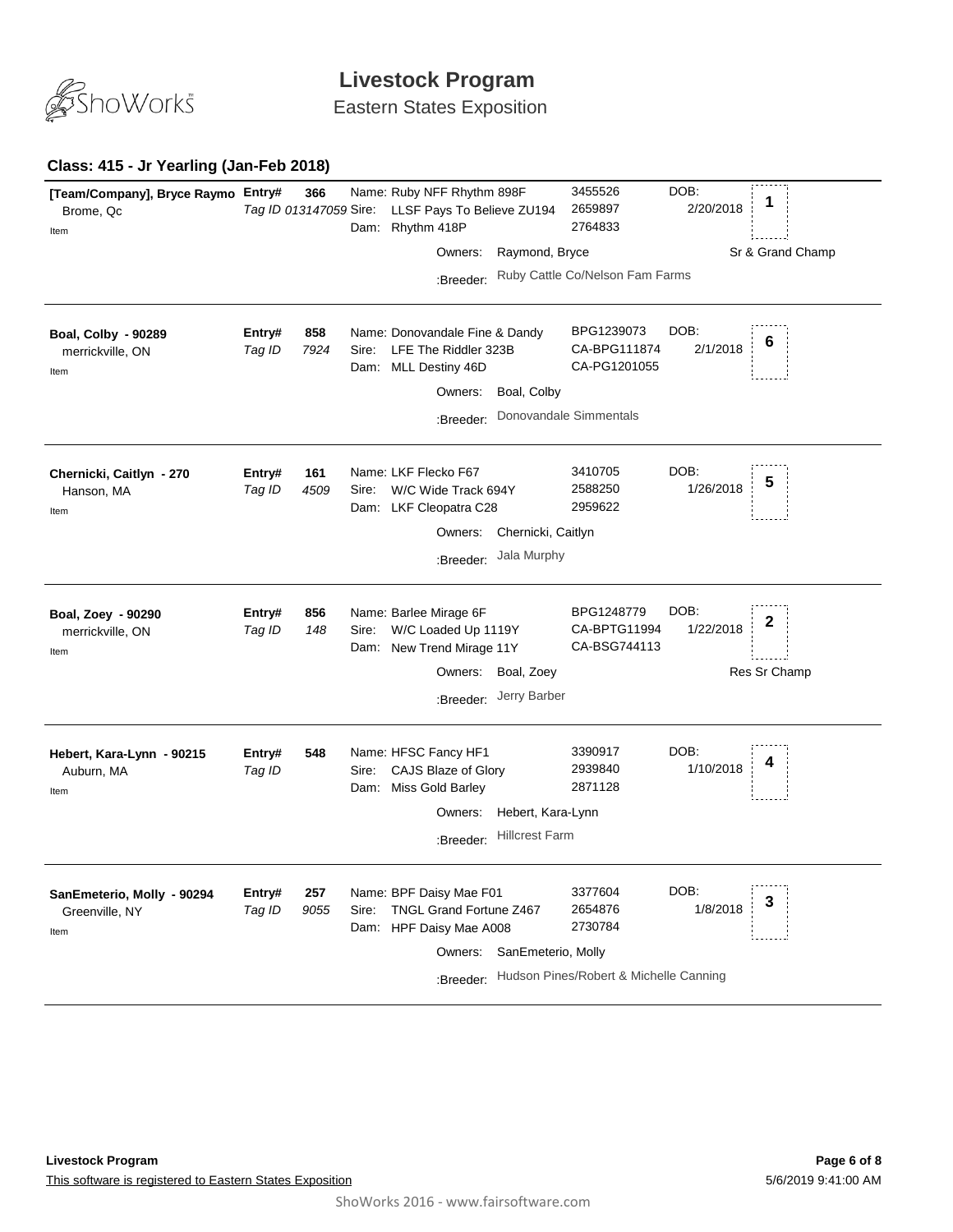# Livestock Program

Eastern States Exposition

### Class: 415 - Jr Yearling (Jan-Feb 2018)

**[Team/Company], Bryce Raymo**
Brome, Qc
Item

**Entry#** 366
*Tag ID 013147059*

Name: Ruby NFF Rhythm 898F — 3455526
Sire: LLSF Pays To Believe ZU194 — 2659897
Dam: Rhythm 418P — 2764833

DOB: 2/20/2018 — **1** — Sr & Grand Champ

Owners: Raymond, Bryce
:Breeder: Ruby Cattle Co/Nelson Fam Farms

---

**Boal, Colby - 90289**
merrickville, ON
Item

**Entry#** 858
*Tag ID* *7924*

Name: Donovandale Fine & Dandy — BPG1239073
Sire: LFE The Riddler 323B — CA-BPG111874
Dam: MLL Destiny 46D — CA-PG1201055

DOB: 2/1/2018 — **6**

Owners: Boal, Colby
:Breeder: Donovandale Simmentals

---

**Chernicki, Caitlyn - 270**
Hanson, MA
Item

**Entry#** 161
*Tag ID* *4509*

Name: LKF Flecko F67 — 3410705
Sire: W/C Wide Track 694Y — 2588250
Dam: LKF Cleopatra C28 — 2959622

DOB: 1/26/2018 — **5**

Owners: Chernicki, Caitlyn
:Breeder: Jala Murphy

---

**Boal, Zoey - 90290**
merrickville, ON
Item

**Entry#** 856
*Tag ID* *148*

Name: Barlee Mirage 6F — BPG1248779
Sire: W/C Loaded Up 1119Y — CA-BPTG11994
Dam: New Trend Mirage 11Y — CA-BSG744113

DOB: 1/22/2018 — **2** — Res Sr Champ

Owners: Boal, Zoey
:Breeder: Jerry Barber

---

**Hebert, Kara-Lynn - 90215**
Auburn, MA
Item

**Entry#** 548
*Tag ID*

Name: HFSC Fancy HF1 — 3390917
Sire: CAJS Blaze of Glory — 2939840
Dam: Miss Gold Barley — 2871128

DOB: 1/10/2018 — **4**

Owners: Hebert, Kara-Lynn
:Breeder: Hillcrest Farm

---

**SanEmeterio, Molly - 90294**
Greenville, NY
Item

**Entry#** 257
*Tag ID* *9055*

Name: BPF Daisy Mae F01 — 3377604
Sire: TNGL Grand Fortune Z467 — 2654876
Dam: HPF Daisy Mae A008 — 2730784

DOB: 1/8/2018 — **3**

Owners: SanEmeterio, Molly
:Breeder: Hudson Pines/Robert & Michelle Canning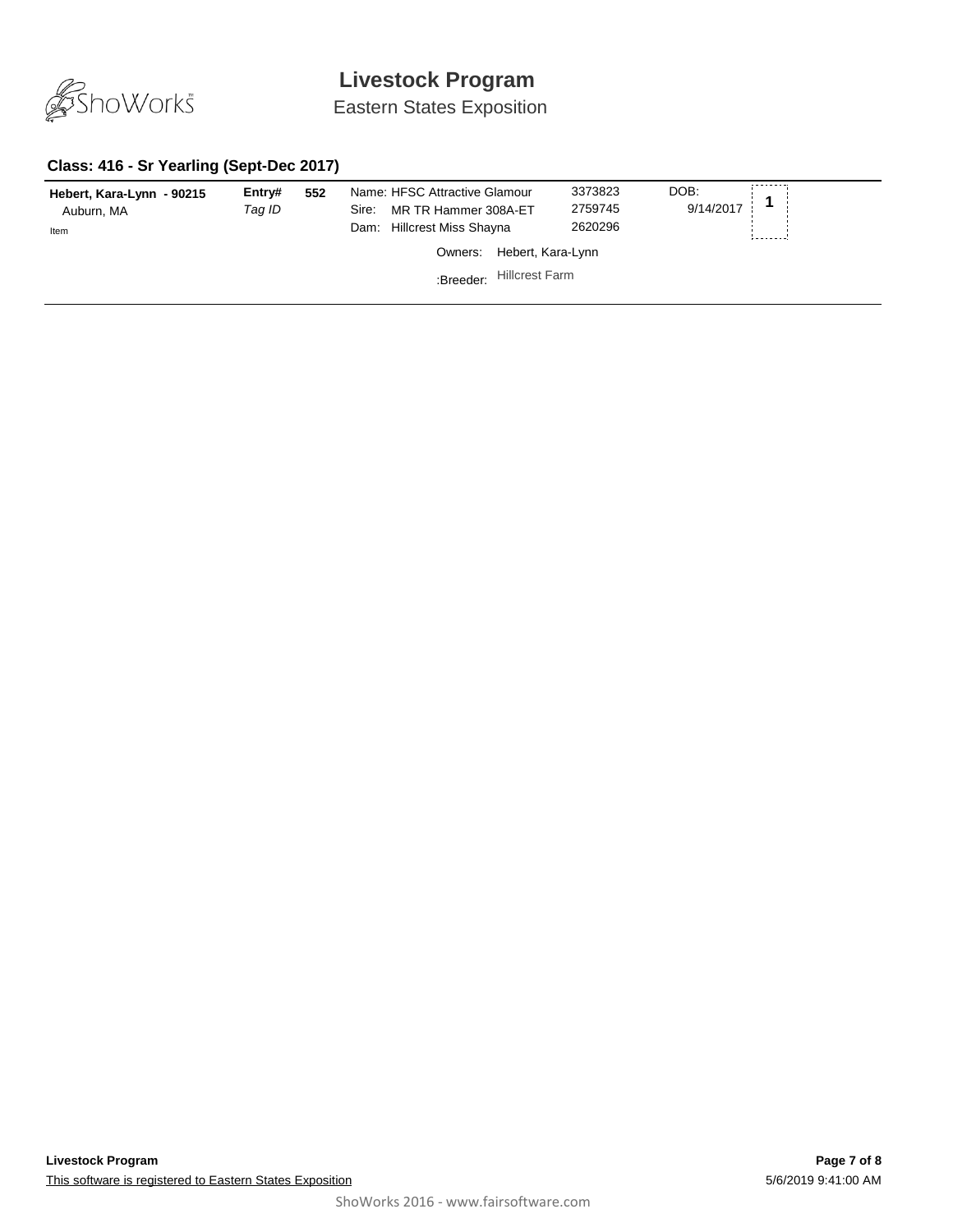# Livestock Program

Eastern States Exposition

### Class: 416 - Sr Yearling (Sept-Dec 2017)

| | | | | | | |
|---|---|---|---|---|---|---|
| **Hebert, Kara-Lynn - 90215**<br>Auburn, MA<br>Item | **Entry#**<br>*Tag ID* | **552** | Name: HFSC Attractive Glamour<br>Sire: MR TR Hammer 308A-ET<br>Dam: Hillcrest Miss Shayna | 3373823<br>2759745<br>2620296 | DOB:<br>9/14/2017 | **1** |
| | | | Owners: Hebert, Kara-Lynn<br>:Breeder: Hillcrest Farm | | | |

**Livestock Program**

This software is registered to Eastern States Exposition

5/6/2019 9:41:00 AM

ShoWorks 2016 - www.fairsoftware.com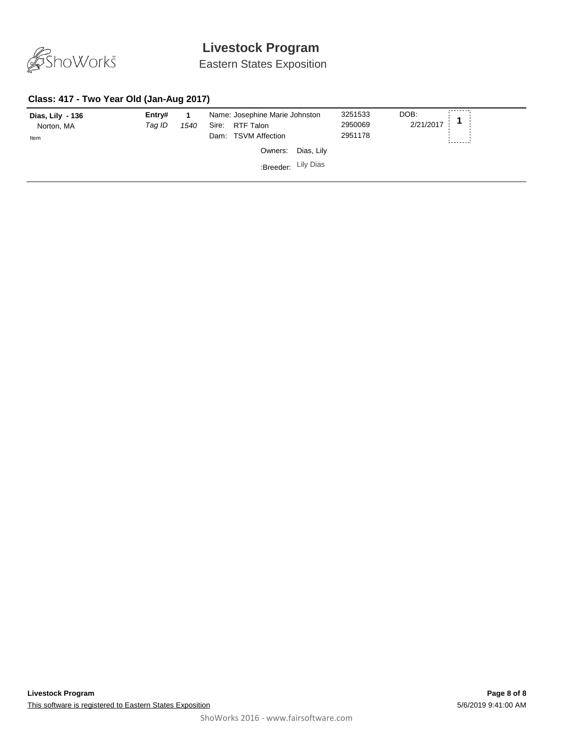## Class: 417 - Two Year Old (Jan-Aug 2017)

| | | | | | | |
|---|---|---|---|---|---|---|
| **Dias, Lily - 136** | **Entry#** | **1** | Name: Josephine Marie Johnston | 3251533 | DOB: | **1** |
| Norton, MA | *Tag ID* | *1540* | Sire: RTF Talon | 2950069 | 2/21/2017 | |
| Item | | | Dam: TSVM Affection | 2951178 | | |
| | | | Owners: Dias, Lily | | | |
| | | | :Breeder: Lily Dias | | | |

**Livestock Program**

This software is registered to Eastern States Exposition

5/6/2019 9:41:00 AM